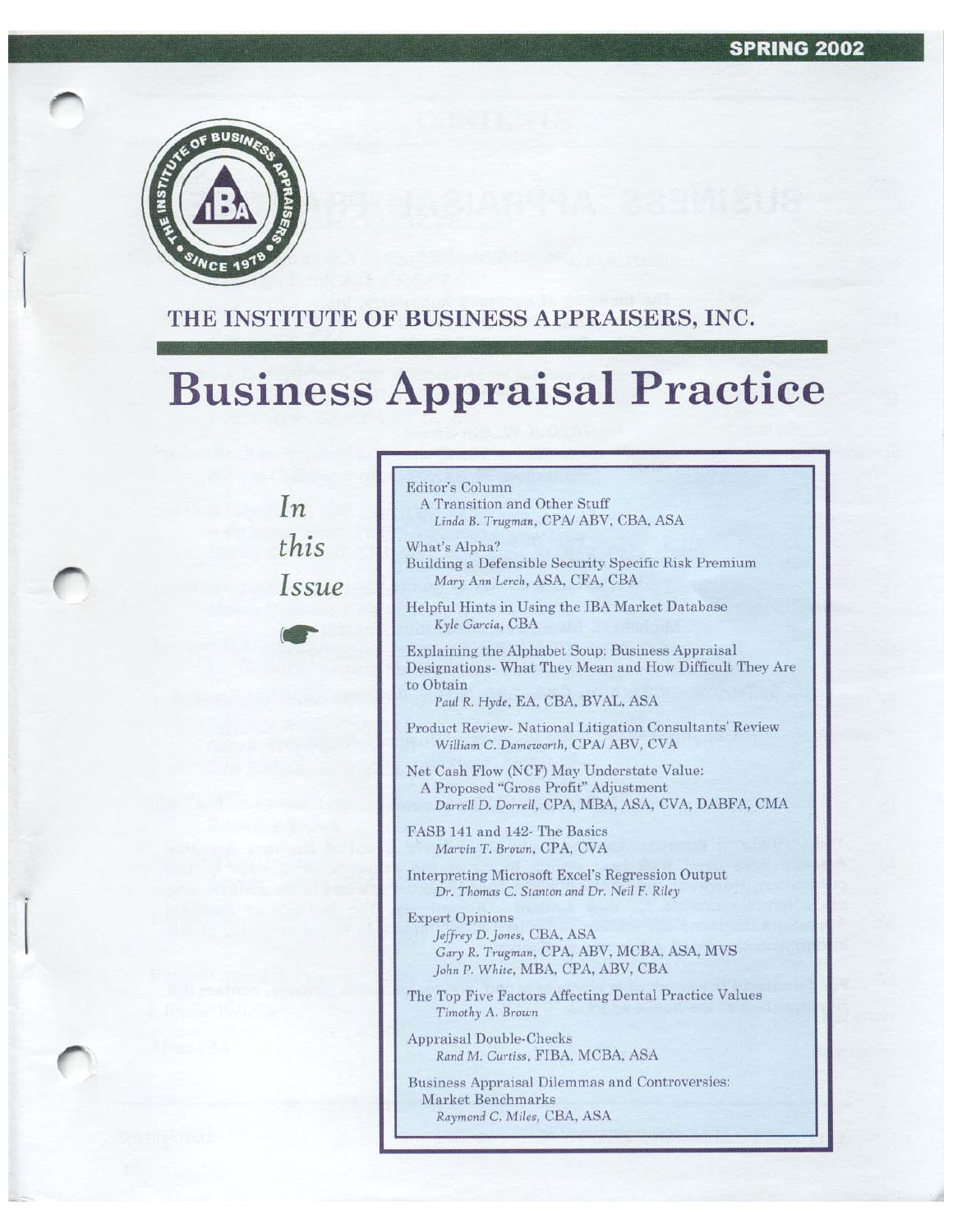SPRING 2002

THE INSTITUTE OF BUSINESS APPRAISERS, INC.

# Business Appraisal Practice

*In this Issue*

Editor's Column
A Transition and Other Stuff
*Linda B. Trugman, CPA/ ABV, CBA, ASA*

What's Alpha?
Building a Defensible Security Specific Risk Premium
*Mary Ann Lerch, ASA, CFA, CBA*

Helpful Hints in Using the IBA Market Database
*Kyle Garcia, CBA*

Explaining the Alphabet Soup: Business Appraisal Designations- What They Mean and How Difficult They Are to Obtain
*Paul R. Hyde, EA, CBA, BVAL, ASA*

Product Review- National Litigation Consultants' Review
*William C. Dameworth, CPA/ ABV, CVA*

Net Cash Flow (NCF) May Understate Value:
A Proposed "Gross Profit" Adjustment
*Darrell D. Dorrell, CPA, MBA, ASA, CVA, DABFA, CMA*

FASB 141 and 142- The Basics
*Marvin T. Brown, CPA, CVA*

Interpreting Microsoft Excel's Regression Output
*Dr. Thomas C. Stanton and Dr. Neil F. Riley*

Expert Opinions
*Jeffrey D. Jones, CBA, ASA*
*Gary R. Trugman, CPA, ABV, MCBA, ASA, MVS*
*John P. White, MBA, CPA, ABV, CBA*

The Top Five Factors Affecting Dental Practice Values
*Timothy A. Brown*

Appraisal Double-Checks
*Rand M. Curtiss, FIBA, MCBA, ASA*

Business Appraisal Dilemmas and Controversies:
Market Benchmarks
*Raymond C. Miles, CBA, ASA*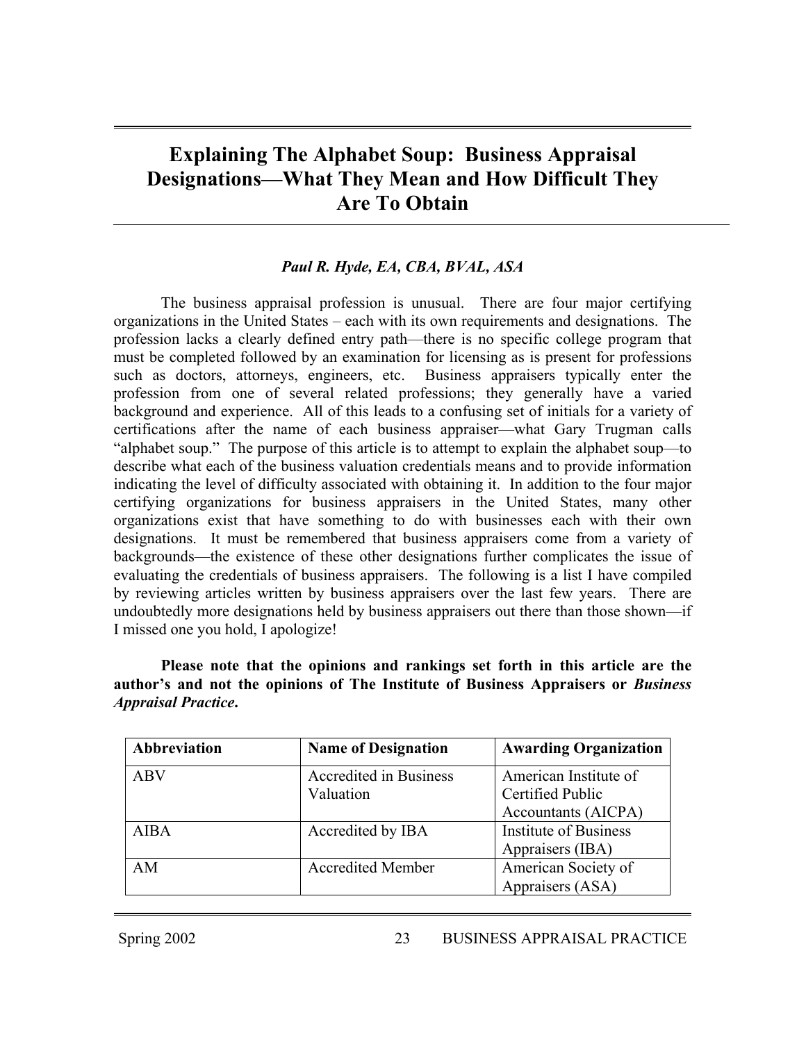# Explaining The Alphabet Soup: Business Appraisal Designations—What They Mean and How Difficult They Are To Obtain

***Paul R. Hyde, EA, CBA, BVAL, ASA***

The business appraisal profession is unusual. There are four major certifying organizations in the United States – each with its own requirements and designations. The profession lacks a clearly defined entry path—there is no specific college program that must be completed followed by an examination for licensing as is present for professions such as doctors, attorneys, engineers, etc. Business appraisers typically enter the profession from one of several related professions; they generally have a varied background and experience. All of this leads to a confusing set of initials for a variety of certifications after the name of each business appraiser—what Gary Trugman calls "alphabet soup." The purpose of this article is to attempt to explain the alphabet soup—to describe what each of the business valuation credentials means and to provide information indicating the level of difficulty associated with obtaining it. In addition to the four major certifying organizations for business appraisers in the United States, many other organizations exist that have something to do with businesses each with their own designations. It must be remembered that business appraisers come from a variety of backgrounds—the existence of these other designations further complicates the issue of evaluating the credentials of business appraisers. The following is a list I have compiled by reviewing articles written by business appraisers over the last few years. There are undoubtedly more designations held by business appraisers out there than those shown—if I missed one you hold, I apologize!

**Please note that the opinions and rankings set forth in this article are the author's and not the opinions of The Institute of Business Appraisers or *Business Appraisal Practice*.**

| Abbreviation | Name of Designation | Awarding Organization |
|---|---|---|
| ABV | Accredited in Business Valuation | American Institute of Certified Public Accountants (AICPA) |
| AIBA | Accredited by IBA | Institute of Business Appraisers (IBA) |
| AM | Accredited Member | American Society of Appraisers (ASA) |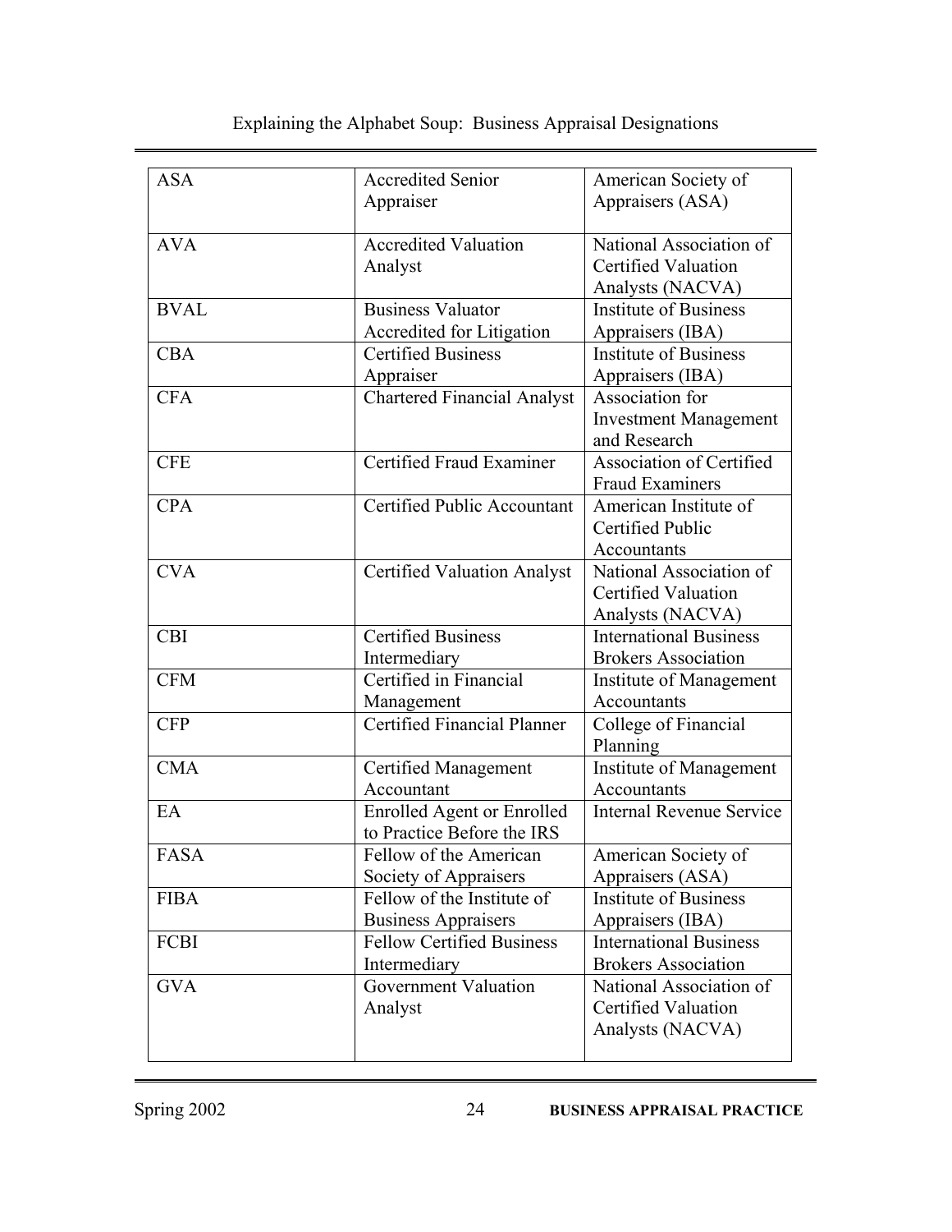| | | |
|---|---|---|
| ASA | Accredited Senior Appraiser | American Society of Appraisers (ASA) |
| AVA | Accredited Valuation Analyst | National Association of Certified Valuation Analysts (NACVA) |
| BVAL | Business Valuator Accredited for Litigation | Institute of Business Appraisers (IBA) |
| CBA | Certified Business Appraiser | Institute of Business Appraisers (IBA) |
| CFA | Chartered Financial Analyst | Association for Investment Management and Research |
| CFE | Certified Fraud Examiner | Association of Certified Fraud Examiners |
| CPA | Certified Public Accountant | American Institute of Certified Public Accountants |
| CVA | Certified Valuation Analyst | National Association of Certified Valuation Analysts (NACVA) |
| CBI | Certified Business Intermediary | International Business Brokers Association |
| CFM | Certified in Financial Management | Institute of Management Accountants |
| CFP | Certified Financial Planner | College of Financial Planning |
| CMA | Certified Management Accountant | Institute of Management Accountants |
| EA | Enrolled Agent or Enrolled to Practice Before the IRS | Internal Revenue Service |
| FASA | Fellow of the American Society of Appraisers | American Society of Appraisers (ASA) |
| FIBA | Fellow of the Institute of Business Appraisers | Institute of Business Appraisers (IBA) |
| FCBI | Fellow Certified Business Intermediary | International Business Brokers Association |
| GVA | Government Valuation Analyst | National Association of Certified Valuation Analysts (NACVA) |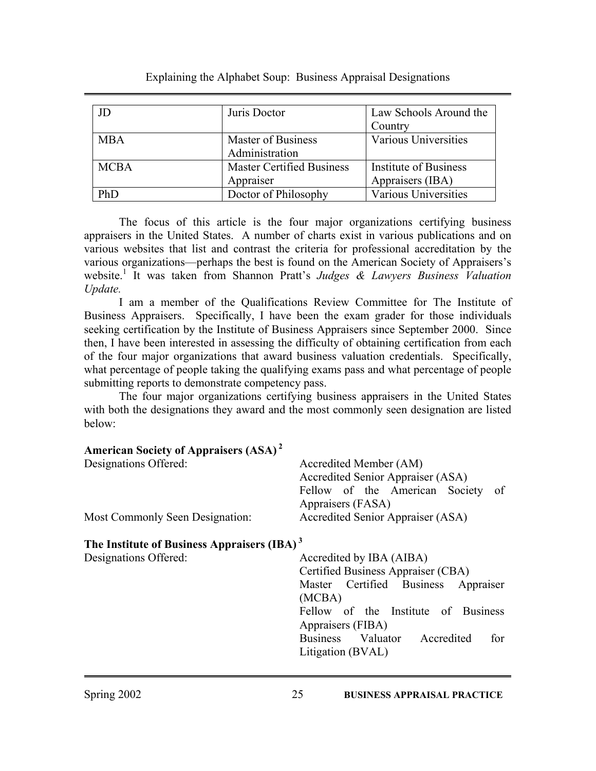| | | |
|---|---|---|
| JD | Juris Doctor | Law Schools Around the Country |
| MBA | Master of Business Administration | Various Universities |
| MCBA | Master Certified Business Appraiser | Institute of Business Appraisers (IBA) |
| PhD | Doctor of Philosophy | Various Universities |

The focus of this article is the four major organizations certifying business appraisers in the United States. A number of charts exist in various publications and on various websites that list and contrast the criteria for professional accreditation by the various organizations—perhaps the best is found on the American Society of Appraisers's website.[1] It was taken from Shannon Pratt's *Judges & Lawyers Business Valuation Update.*

I am a member of the Qualifications Review Committee for The Institute of Business Appraisers. Specifically, I have been the exam grader for those individuals seeking certification by the Institute of Business Appraisers since September 2000. Since then, I have been interested in assessing the difficulty of obtaining certification from each of the four major organizations that award business valuation credentials. Specifically, what percentage of people taking the qualifying exams pass and what percentage of people submitting reports to demonstrate competency pass.

The four major organizations certifying business appraisers in the United States with both the designations they award and the most commonly seen designation are listed below:

**American Society of Appraisers (ASA)** [2]

Designations Offered:
- Accredited Member (AM)
- Accredited Senior Appraiser (ASA)
- Fellow of the American Society of Appraisers (FASA)

Most Commonly Seen Designation: Accredited Senior Appraiser (ASA)

**The Institute of Business Appraisers (IBA)** [3]

Designations Offered:
- Accredited by IBA (AIBA)
- Certified Business Appraiser (CBA)
- Master Certified Business Appraiser (MCBA)
- Fellow of the Institute of Business Appraisers (FIBA)
- Business Valuator Accredited for Litigation (BVAL)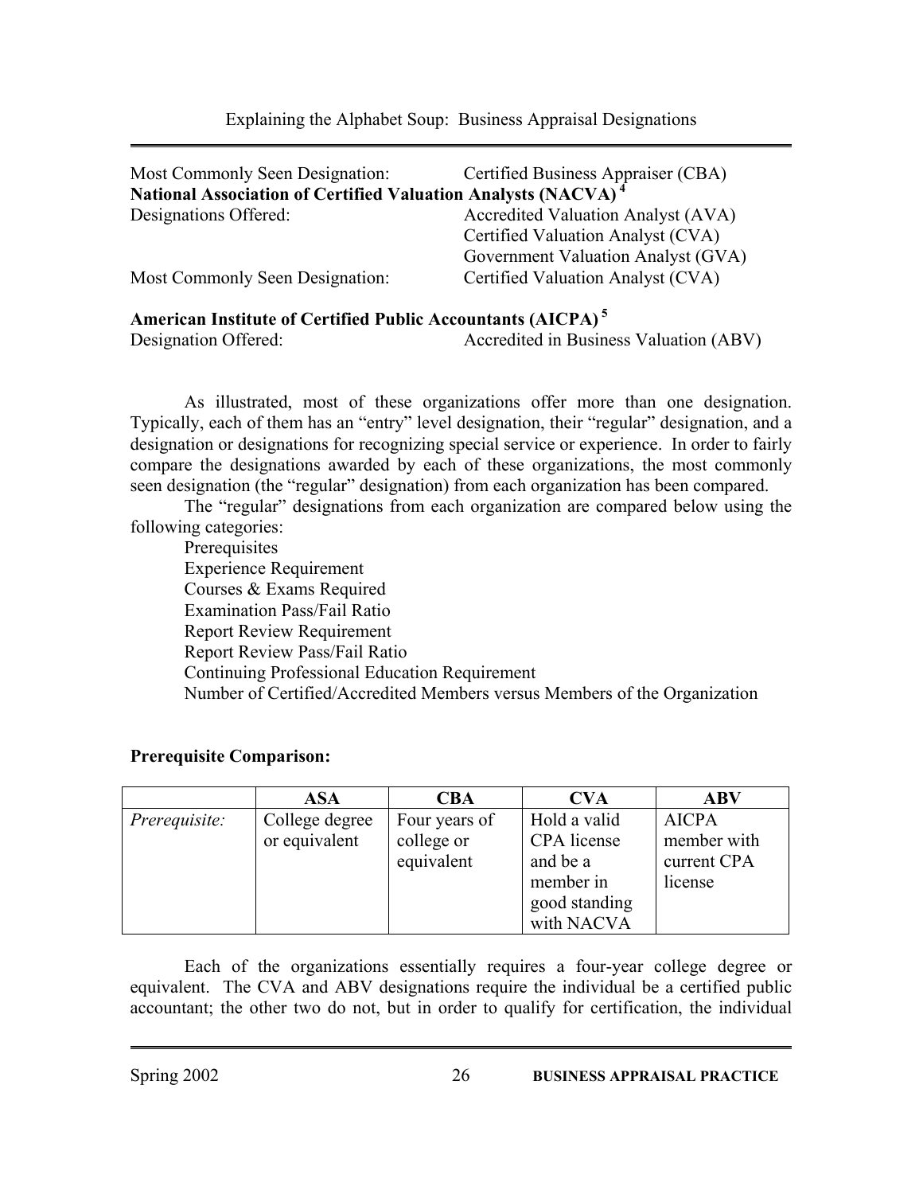Most Commonly Seen Designation: Certified Business Appraiser (CBA)

**National Association of Certified Valuation Analysts (NACVA)** [4]

Designations Offered: Accredited Valuation Analyst (AVA)
Certified Valuation Analyst (CVA)
Government Valuation Analyst (GVA)

Most Commonly Seen Designation: Certified Valuation Analyst (CVA)

**American Institute of Certified Public Accountants (AICPA)** [5]

Designation Offered: Accredited in Business Valuation (ABV)

As illustrated, most of these organizations offer more than one designation. Typically, each of them has an "entry" level designation, their "regular" designation, and a designation or designations for recognizing special service or experience. In order to fairly compare the designations awarded by each of these organizations, the most commonly seen designation (the "regular" designation) from each organization has been compared.

The "regular" designations from each organization are compared below using the following categories:

- Prerequisites
- Experience Requirement
- Courses & Exams Required
- Examination Pass/Fail Ratio
- Report Review Requirement
- Report Review Pass/Fail Ratio
- Continuing Professional Education Requirement
- Number of Certified/Accredited Members versus Members of the Organization

**Prerequisite Comparison:**

| | ASA | CBA | CVA | ABV |
|---|---|---|---|---|
| *Prerequisite:* | College degree or equivalent | Four years of college or equivalent | Hold a valid CPA license and be a member in good standing with NACVA | AICPA member with current CPA license |

Each of the organizations essentially requires a four-year college degree or equivalent. The CVA and ABV designations require the individual be a certified public accountant; the other two do not, but in order to qualify for certification, the individual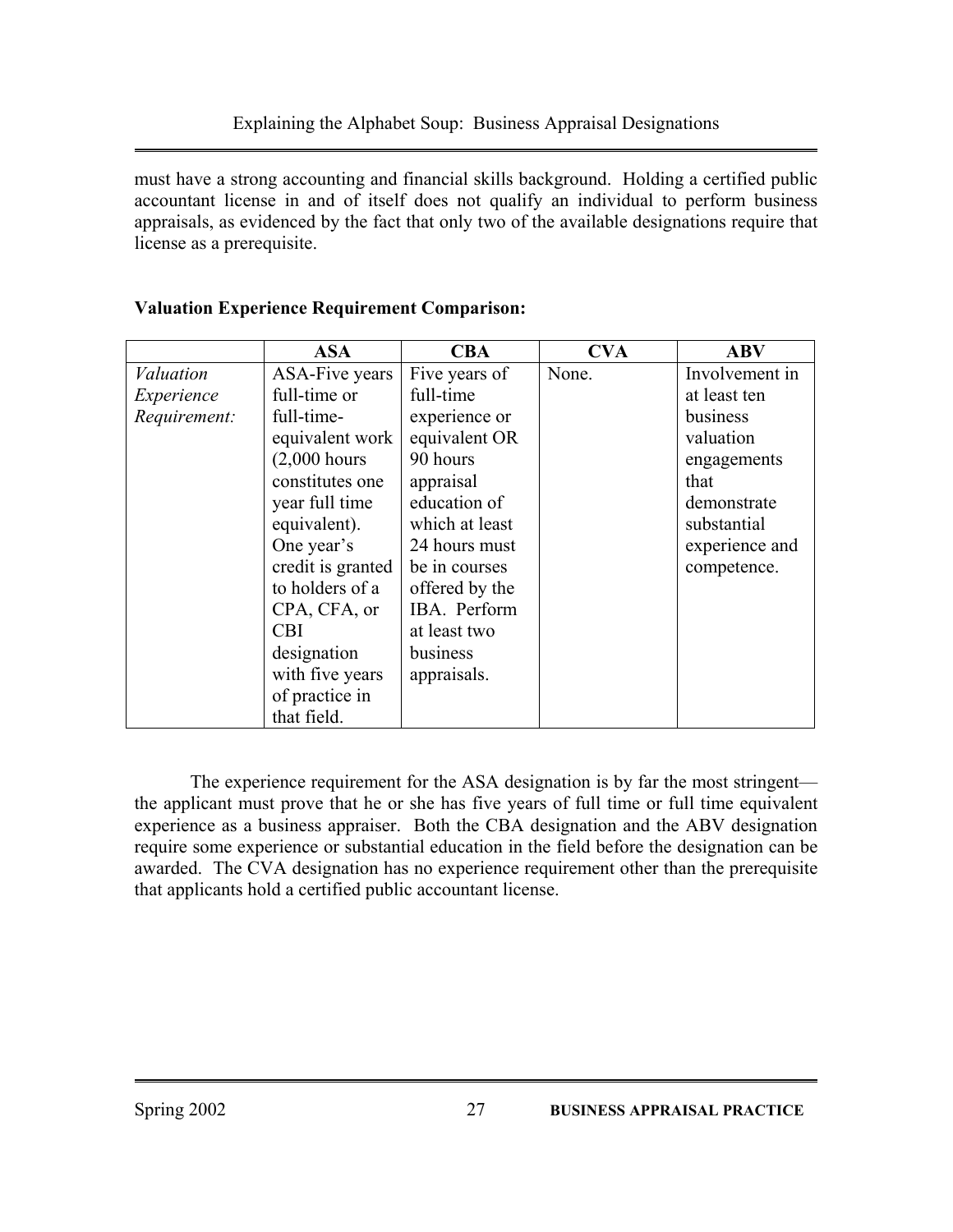must have a strong accounting and financial skills background. Holding a certified public accountant license in and of itself does not qualify an individual to perform business appraisals, as evidenced by the fact that only two of the available designations require that license as a prerequisite.

**Valuation Experience Requirement Comparison:**

| | ASA | CBA | CVA | ABV |
|---|---|---|---|---|
| *Valuation Experience Requirement:* | ASA-Five years full-time or full-time-equivalent work (2,000 hours constitutes one year full time equivalent). One year's credit is granted to holders of a CPA, CFA, or CBI designation with five years of practice in that field. | Five years of full-time experience or equivalent OR 90 hours appraisal education of which at least 24 hours must be in courses offered by the IBA. Perform at least two business appraisals. | None. | Involvement in at least ten business valuation engagements that demonstrate substantial experience and competence. |

The experience requirement for the ASA designation is by far the most stringent—the applicant must prove that he or she has five years of full time or full time equivalent experience as a business appraiser. Both the CBA designation and the ABV designation require some experience or substantial education in the field before the designation can be awarded. The CVA designation has no experience requirement other than the prerequisite that applicants hold a certified public accountant license.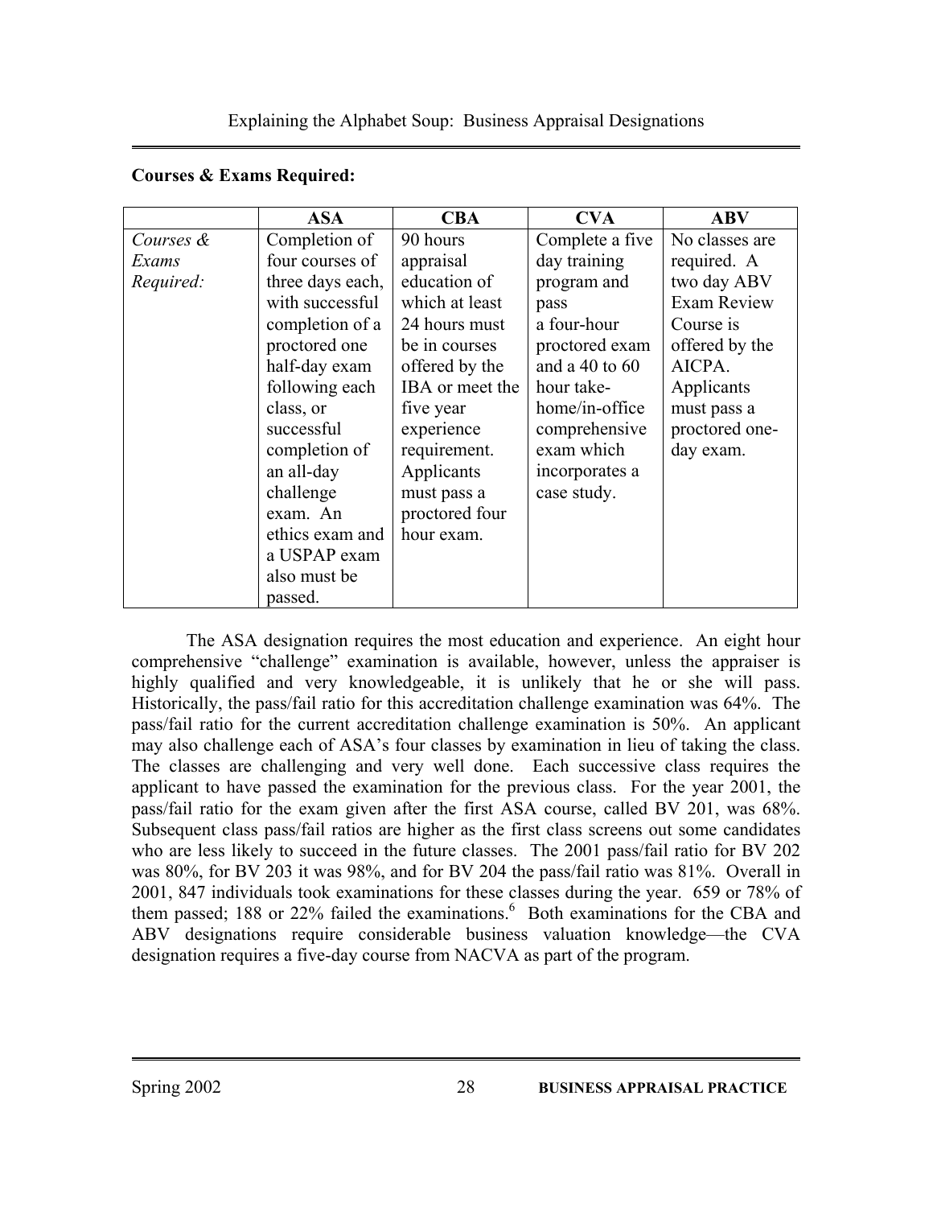**Courses & Exams Required:**

| | ASA | CBA | CVA | ABV |
|---|---|---|---|---|
| *Courses & Exams Required:* | Completion of four courses of three days each, with successful completion of a proctored one half-day exam following each class, or successful completion of an all-day challenge exam. An ethics exam and a USPAP exam also must be passed. | 90 hours appraisal education of which at least 24 hours must be in courses offered by the IBA or meet the five year experience requirement. Applicants must pass a proctored four hour exam. | Complete a five day training program and pass a four-hour proctored exam and a 40 to 60 hour take-home/in-office comprehensive exam which incorporates a case study. | No classes are required. A two day ABV Exam Review Course is offered by the AICPA. Applicants must pass a proctored one-day exam. |

The ASA designation requires the most education and experience. An eight hour comprehensive "challenge" examination is available, however, unless the appraiser is highly qualified and very knowledgeable, it is unlikely that he or she will pass. Historically, the pass/fail ratio for this accreditation challenge examination was 64%. The pass/fail ratio for the current accreditation challenge examination is 50%. An applicant may also challenge each of ASA's four classes by examination in lieu of taking the class. The classes are challenging and very well done. Each successive class requires the applicant to have passed the examination for the previous class. For the year 2001, the pass/fail ratio for the exam given after the first ASA course, called BV 201, was 68%. Subsequent class pass/fail ratios are higher as the first class screens out some candidates who are less likely to succeed in the future classes. The 2001 pass/fail ratio for BV 202 was 80%, for BV 203 it was 98%, and for BV 204 the pass/fail ratio was 81%. Overall in 2001, 847 individuals took examinations for these classes during the year. 659 or 78% of them passed; 188 or 22% failed the examinations.[6] Both examinations for the CBA and ABV designations require considerable business valuation knowledge—the CVA designation requires a five-day course from NACVA as part of the program.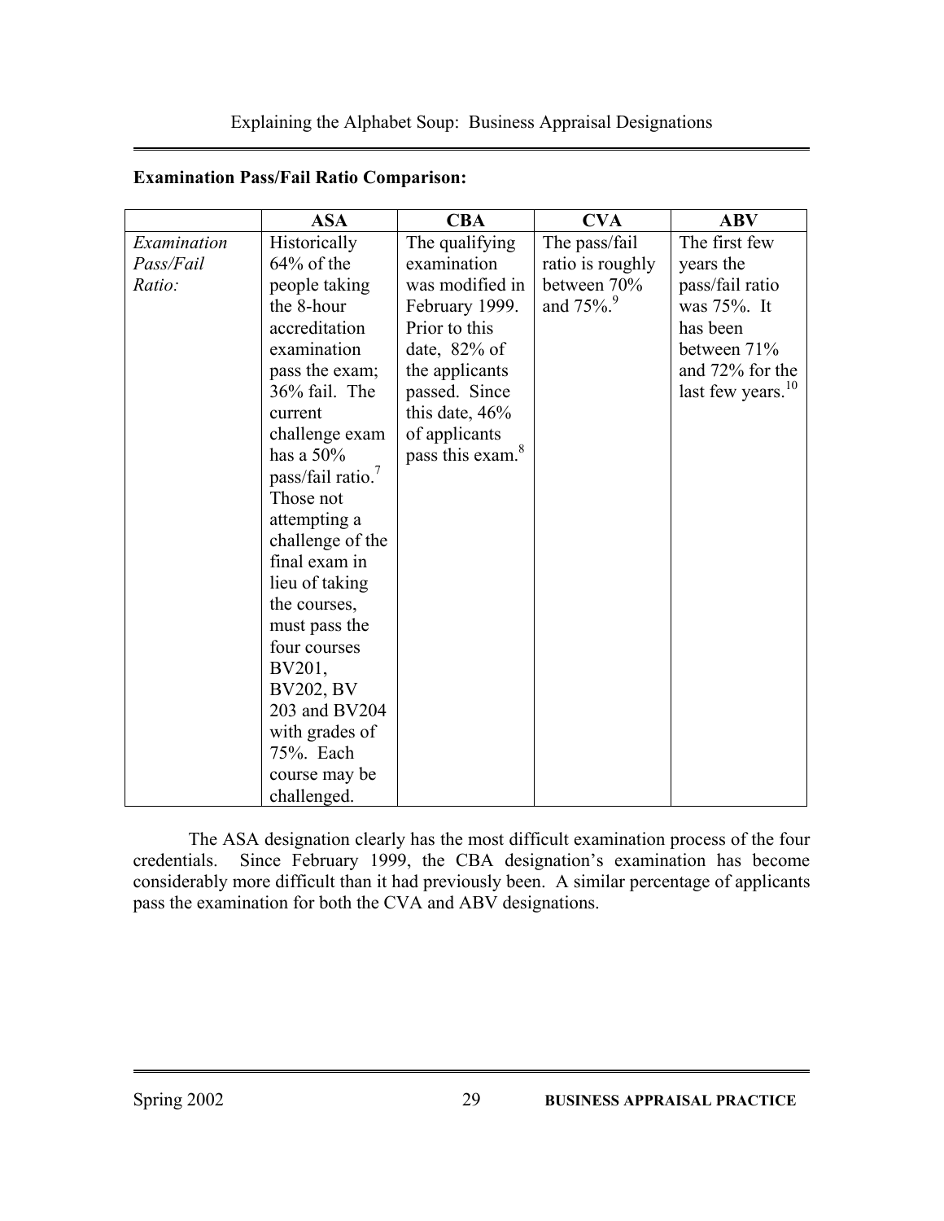**Examination Pass/Fail Ratio Comparison:**

| | ASA | CBA | CVA | ABV |
|---|---|---|---|---|
| *Examination Pass/Fail Ratio:* | Historically 64% of the people taking the 8-hour accreditation examination pass the exam; 36% fail. The current challenge exam has a 50% pass/fail ratio.[7] Those not attempting a challenge of the final exam in lieu of taking the courses, must pass the four courses BV201, BV202, BV 203 and BV204 with grades of 75%. Each course may be challenged. | The qualifying examination was modified in February 1999. Prior to this date, 82% of the applicants passed. Since this date, 46% of applicants pass this exam.[8] | The pass/fail ratio is roughly between 70% and 75%.[9] | The first few years the pass/fail ratio was 75%. It has been between 71% and 72% for the last few years.[10] |

The ASA designation clearly has the most difficult examination process of the four credentials. Since February 1999, the CBA designation's examination has become considerably more difficult than it had previously been. A similar percentage of applicants pass the examination for both the CVA and ABV designations.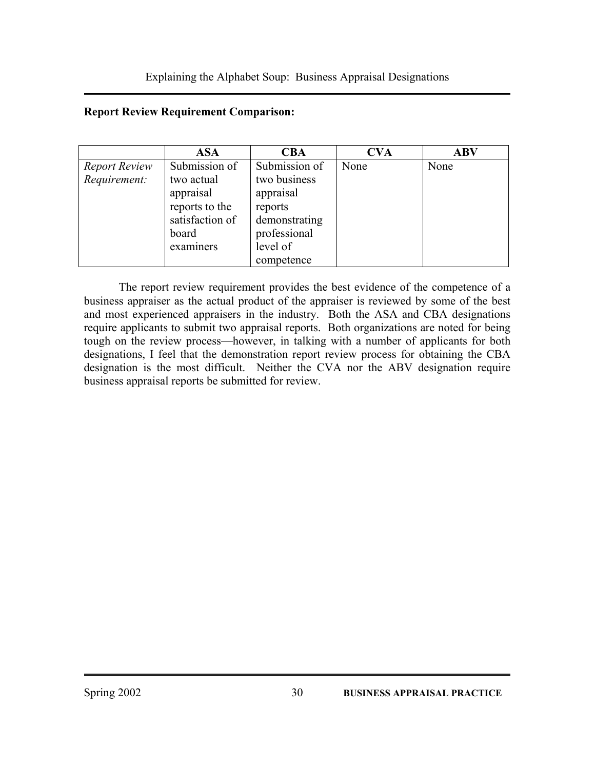**Report Review Requirement Comparison:**

| | ASA | CBA | CVA | ABV |
|---|---|---|---|---|
| *Report Review Requirement:* | Submission of two actual appraisal reports to the satisfaction of board examiners | Submission of two business appraisal reports demonstrating professional level of competence | None | None |

The report review requirement provides the best evidence of the competence of a business appraiser as the actual product of the appraiser is reviewed by some of the best and most experienced appraisers in the industry. Both the ASA and CBA designations require applicants to submit two appraisal reports. Both organizations are noted for being tough on the review process—however, in talking with a number of applicants for both designations, I feel that the demonstration report review process for obtaining the CBA designation is the most difficult. Neither the CVA nor the ABV designation require business appraisal reports be submitted for review.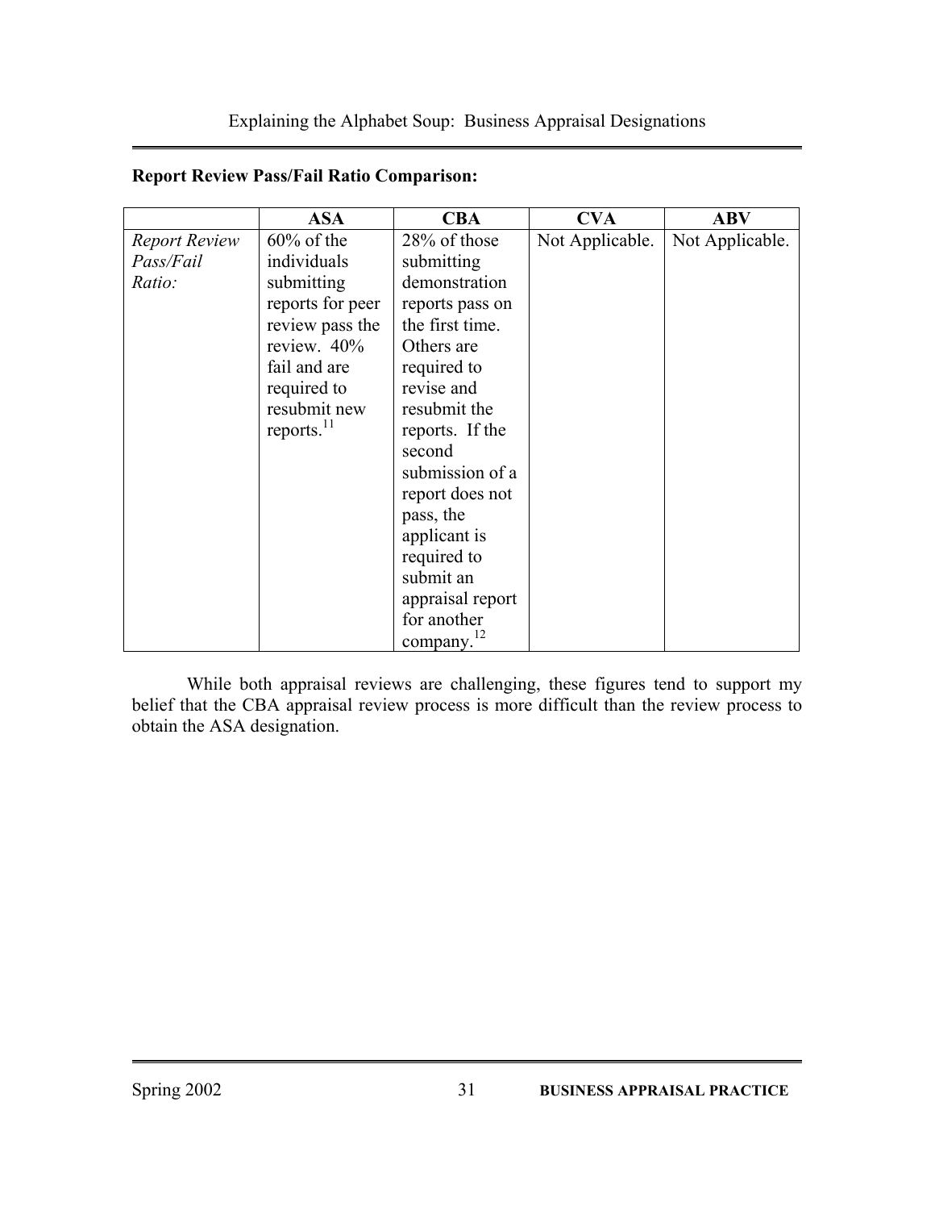**Report Review Pass/Fail Ratio Comparison:**

| | ASA | CBA | CVA | ABV |
|---|---|---|---|---|
| *Report Review Pass/Fail Ratio:* | 60% of the individuals submitting reports for peer review pass the review. 40% fail and are required to resubmit new reports.[11] | 28% of those submitting demonstration reports pass on the first time. Others are required to revise and resubmit the reports. If the second submission of a report does not pass, the applicant is required to submit an appraisal report for another company.[12] | Not Applicable. | Not Applicable. |

While both appraisal reviews are challenging, these figures tend to support my belief that the CBA appraisal review process is more difficult than the review process to obtain the ASA designation.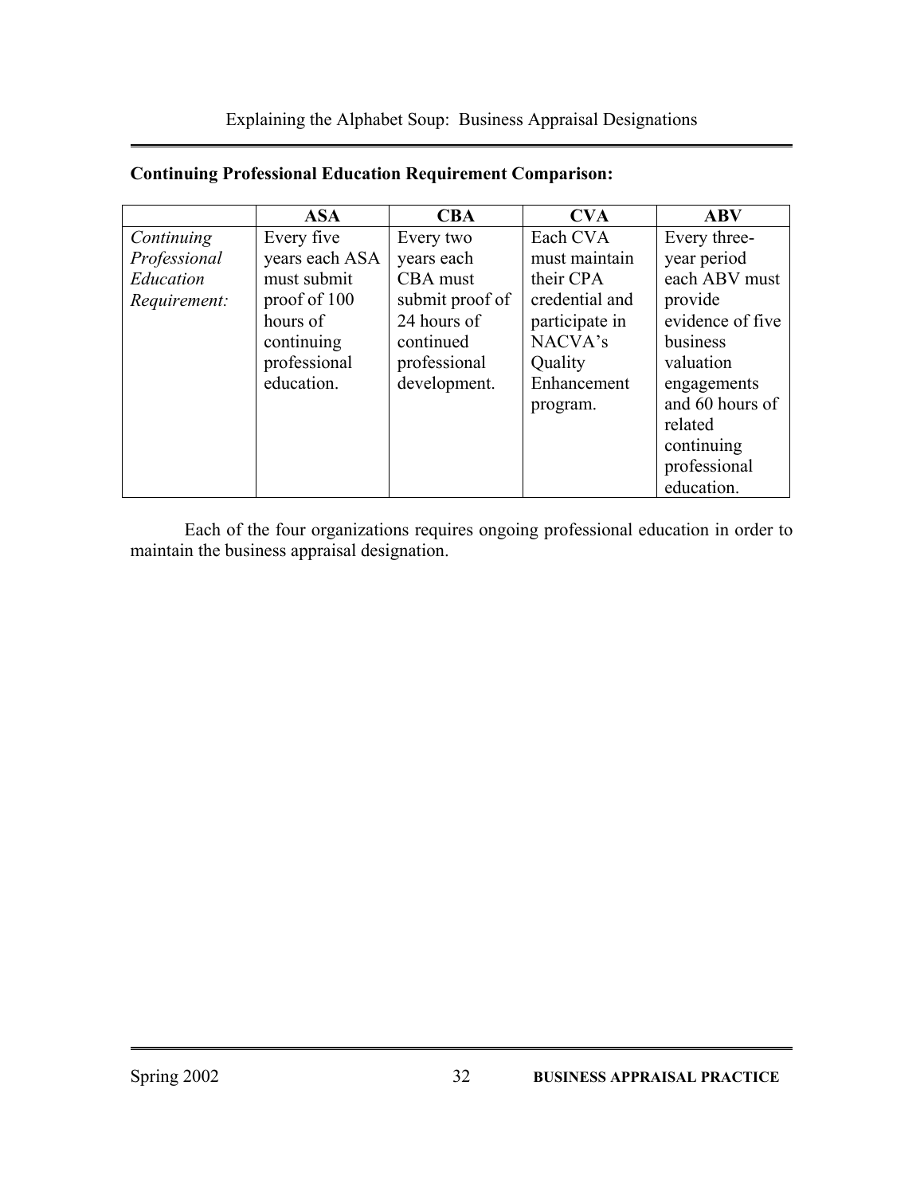**Continuing Professional Education Requirement Comparison:**

| | ASA | CBA | CVA | ABV |
|---|---|---|---|---|
| *Continuing Professional Education Requirement:* | Every five years each ASA must submit proof of 100 hours of continuing professional education. | Every two years each CBA must submit proof of 24 hours of continued professional development. | Each CVA must maintain their CPA credential and participate in NACVA's Quality Enhancement program. | Every three-year period each ABV must provide evidence of five business valuation engagements and 60 hours of related continuing professional education. |

Each of the four organizations requires ongoing professional education in order to maintain the business appraisal designation.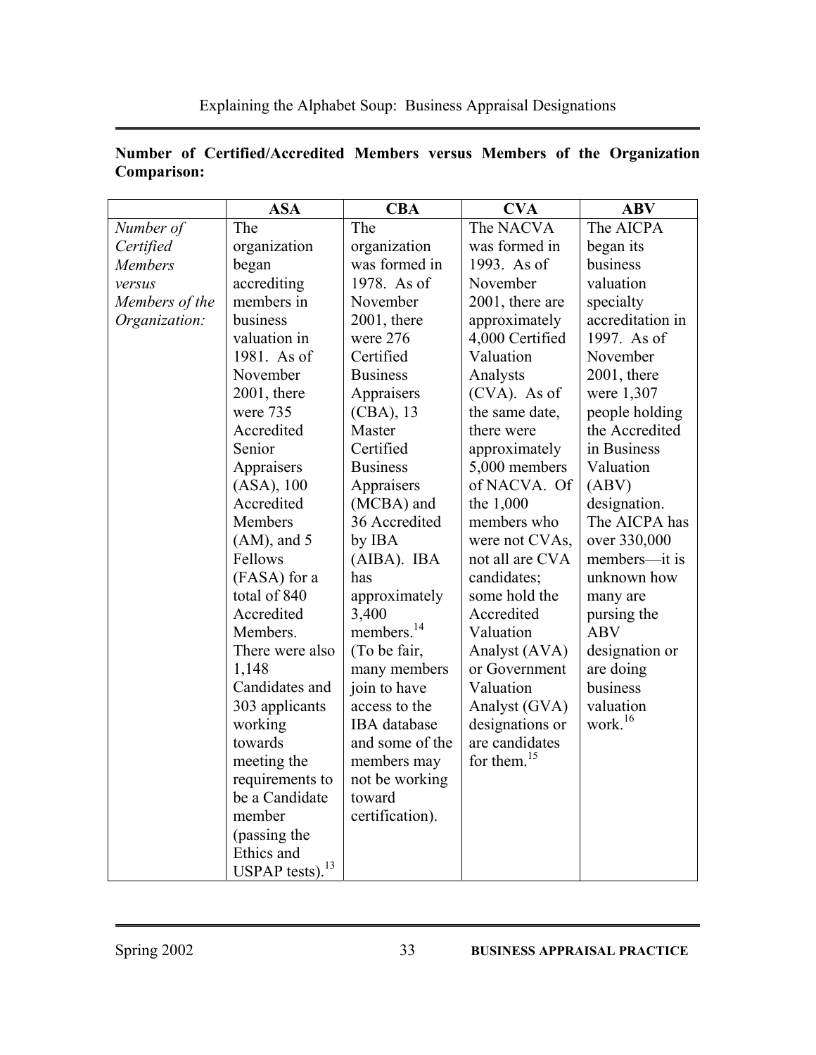**Number of Certified/Accredited Members versus Members of the Organization Comparison:**

| | ASA | CBA | CVA | ABV |
|---|---|---|---|---|
| *Number of Certified Members versus Members of the Organization:* | The organization began accrediting members in business valuation in 1981. As of November 2001, there were 735 Accredited Senior Appraisers (ASA), 100 Accredited Members (AM), and 5 Fellows (FASA) for a total of 840 Accredited Members. There were also 1,148 Candidates and 303 applicants working towards meeting the requirements to be a Candidate member (passing the Ethics and USPAP tests).[13] | The organization was formed in 1978. As of November 2001, there were 276 Certified Business Appraisers (CBA), 13 Master Certified Business Appraisers (MCBA) and 36 Accredited by IBA (AIBA). IBA has approximately 3,400 members.[14] (To be fair, many members join to have access to the IBA database and some of the members may not be working toward certification). | The NACVA was formed in 1993. As of November 2001, there are approximately 4,000 Certified Valuation Analysts (CVA). As of the same date, there were approximately 5,000 members of NACVA. Of the 1,000 members who were not CVAs, not all are CVA candidates; some hold the Accredited Valuation Analyst (AVA) or Government Valuation Analyst (GVA) designations or are candidates for them.[15] | The AICPA began its business valuation specialty accreditation in 1997. As of November 2001, there were 1,307 people holding the Accredited in Business Valuation (ABV) designation. The AICPA has over 330,000 members—it is unknown how many are pursing the ABV designation or are doing business valuation work.[16] |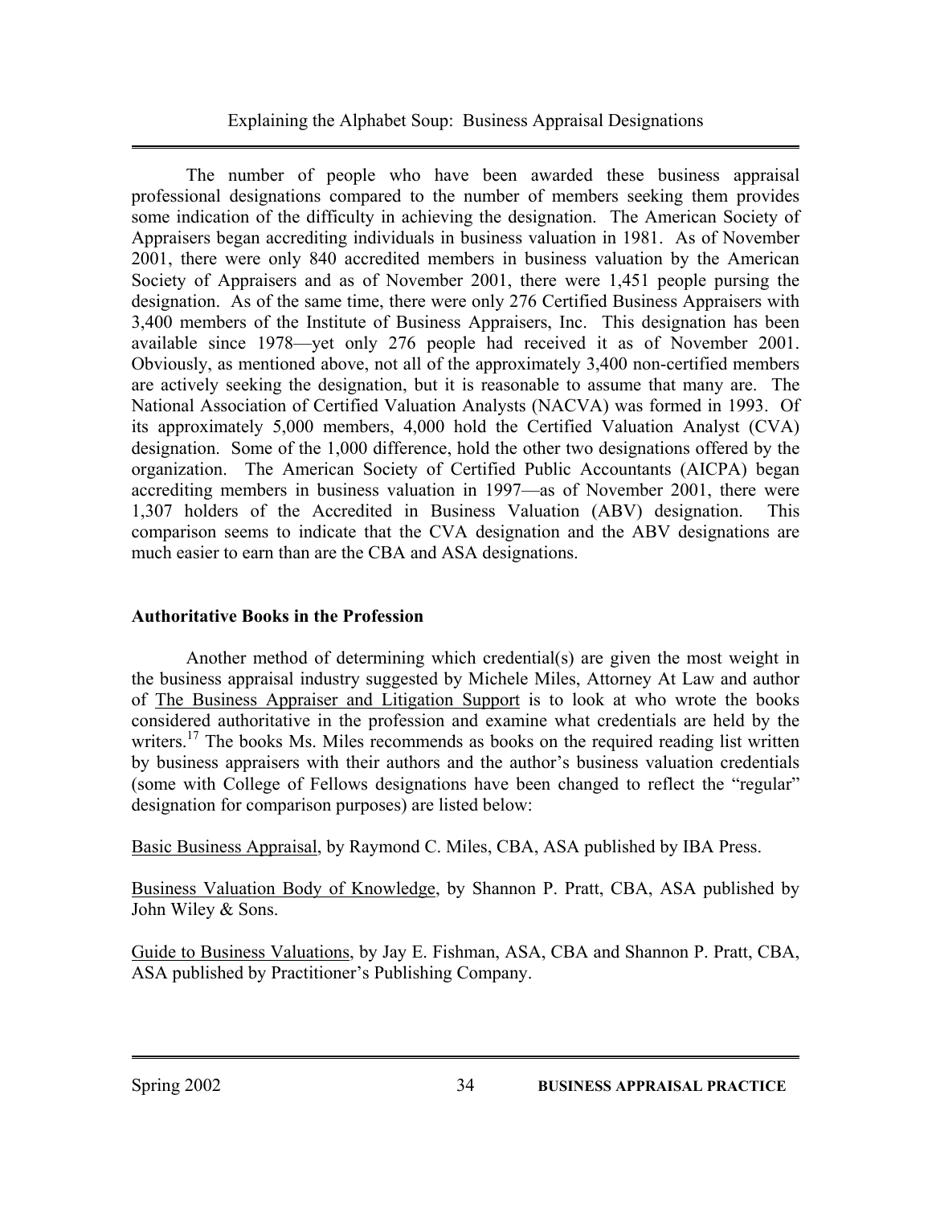The number of people who have been awarded these business appraisal professional designations compared to the number of members seeking them provides some indication of the difficulty in achieving the designation. The American Society of Appraisers began accrediting individuals in business valuation in 1981. As of November 2001, there were only 840 accredited members in business valuation by the American Society of Appraisers and as of November 2001, there were 1,451 people pursing the designation. As of the same time, there were only 276 Certified Business Appraisers with 3,400 members of the Institute of Business Appraisers, Inc. This designation has been available since 1978—yet only 276 people had received it as of November 2001. Obviously, as mentioned above, not all of the approximately 3,400 non-certified members are actively seeking the designation, but it is reasonable to assume that many are. The National Association of Certified Valuation Analysts (NACVA) was formed in 1993. Of its approximately 5,000 members, 4,000 hold the Certified Valuation Analyst (CVA) designation. Some of the 1,000 difference, hold the other two designations offered by the organization. The American Society of Certified Public Accountants (AICPA) began accrediting members in business valuation in 1997—as of November 2001, there were 1,307 holders of the Accredited in Business Valuation (ABV) designation. This comparison seems to indicate that the CVA designation and the ABV designations are much easier to earn than are the CBA and ASA designations.

**Authoritative Books in the Profession**

Another method of determining which credential(s) are given the most weight in the business appraisal industry suggested by Michele Miles, Attorney At Law and author of The Business Appraiser and Litigation Support is to look at who wrote the books considered authoritative in the profession and examine what credentials are held by the writers.[17] The books Ms. Miles recommends as books on the required reading list written by business appraisers with their authors and the author's business valuation credentials (some with College of Fellows designations have been changed to reflect the "regular" designation for comparison purposes) are listed below:

Basic Business Appraisal, by Raymond C. Miles, CBA, ASA published by IBA Press.

Business Valuation Body of Knowledge, by Shannon P. Pratt, CBA, ASA published by John Wiley & Sons.

Guide to Business Valuations, by Jay E. Fishman, ASA, CBA and Shannon P. Pratt, CBA, ASA published by Practitioner's Publishing Company.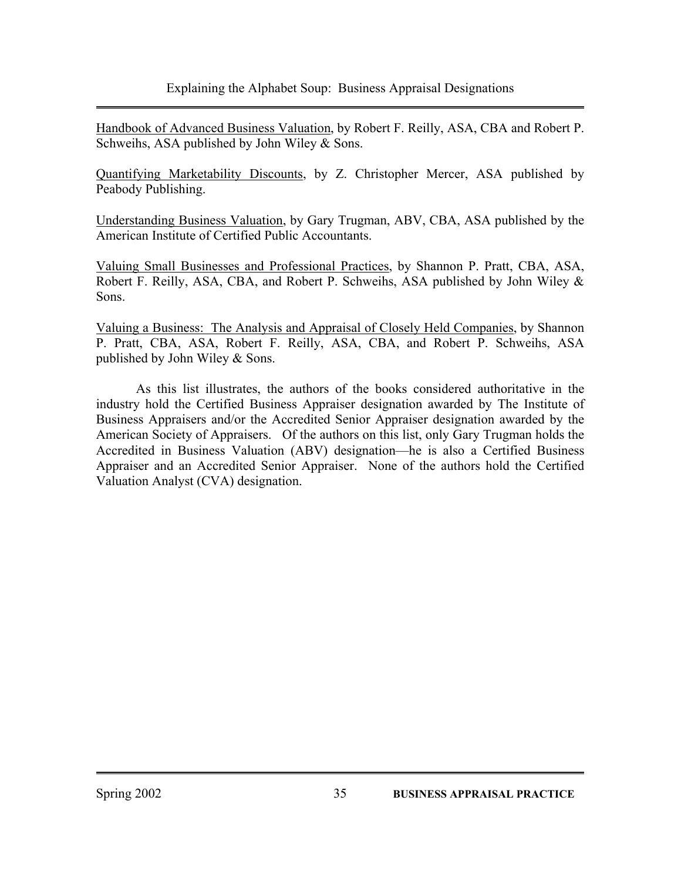Handbook of Advanced Business Valuation, by Robert F. Reilly, ASA, CBA and Robert P. Schweihs, ASA published by John Wiley & Sons.

Quantifying Marketability Discounts, by Z. Christopher Mercer, ASA published by Peabody Publishing.

Understanding Business Valuation, by Gary Trugman, ABV, CBA, ASA published by the American Institute of Certified Public Accountants.

Valuing Small Businesses and Professional Practices, by Shannon P. Pratt, CBA, ASA, Robert F. Reilly, ASA, CBA, and Robert P. Schweihs, ASA published by John Wiley & Sons.

Valuing a Business: The Analysis and Appraisal of Closely Held Companies, by Shannon P. Pratt, CBA, ASA, Robert F. Reilly, ASA, CBA, and Robert P. Schweihs, ASA published by John Wiley & Sons.

As this list illustrates, the authors of the books considered authoritative in the industry hold the Certified Business Appraiser designation awarded by The Institute of Business Appraisers and/or the Accredited Senior Appraiser designation awarded by the American Society of Appraisers. Of the authors on this list, only Gary Trugman holds the Accredited in Business Valuation (ABV) designation—he is also a Certified Business Appraiser and an Accredited Senior Appraiser. None of the authors hold the Certified Valuation Analyst (CVA) designation.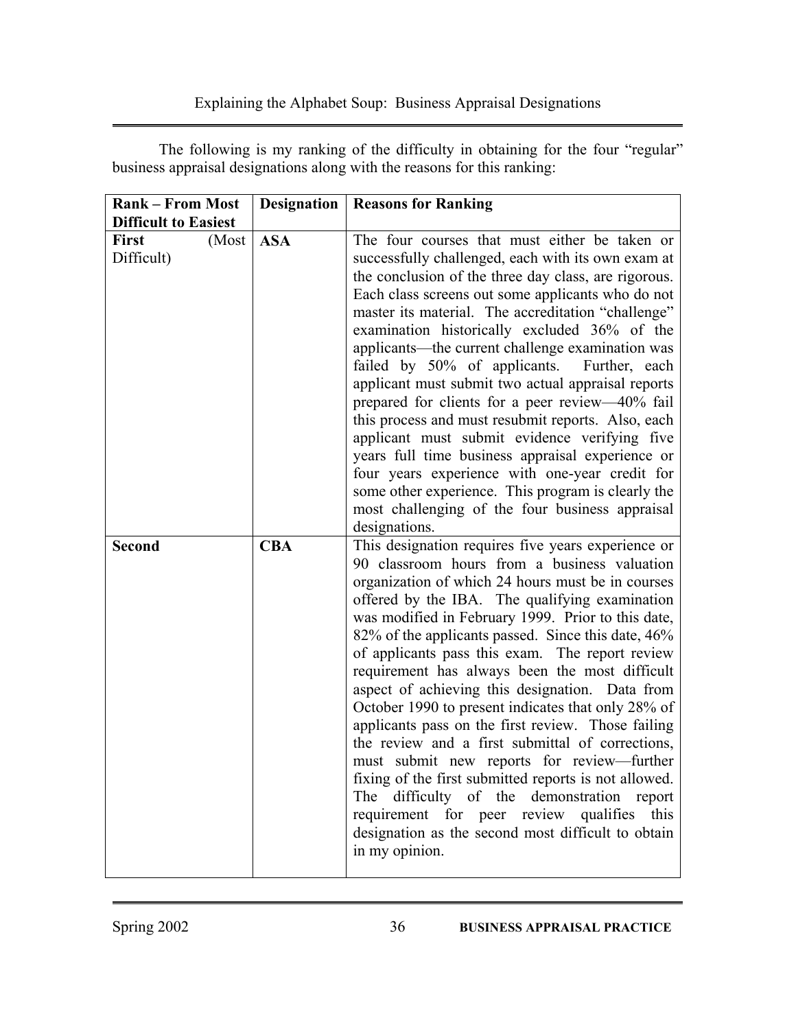The following is my ranking of the difficulty in obtaining for the four "regular" business appraisal designations along with the reasons for this ranking:

| Rank – From Most Difficult to Easiest | Designation | Reasons for Ranking |
|---|---|---|
| **First** (Most Difficult) | **ASA** | The four courses that must either be taken or successfully challenged, each with its own exam at the conclusion of the three day class, are rigorous. Each class screens out some applicants who do not master its material. The accreditation "challenge" examination historically excluded 36% of the applicants—the current challenge examination was failed by 50% of applicants. Further, each applicant must submit two actual appraisal reports prepared for clients for a peer review—40% fail this process and must resubmit reports. Also, each applicant must submit evidence verifying five years full time business appraisal experience or four years experience with one-year credit for some other experience. This program is clearly the most challenging of the four business appraisal designations. |
| **Second** | **CBA** | This designation requires five years experience or 90 classroom hours from a business valuation organization of which 24 hours must be in courses offered by the IBA. The qualifying examination was modified in February 1999. Prior to this date, 82% of the applicants passed. Since this date, 46% of applicants pass this exam. The report review requirement has always been the most difficult aspect of achieving this designation. Data from October 1990 to present indicates that only 28% of applicants pass on the first review. Those failing the review and a first submittal of corrections, must submit new reports for review—further fixing of the first submitted reports is not allowed. The difficulty of the demonstration report requirement for peer review qualifies this designation as the second most difficult to obtain in my opinion. |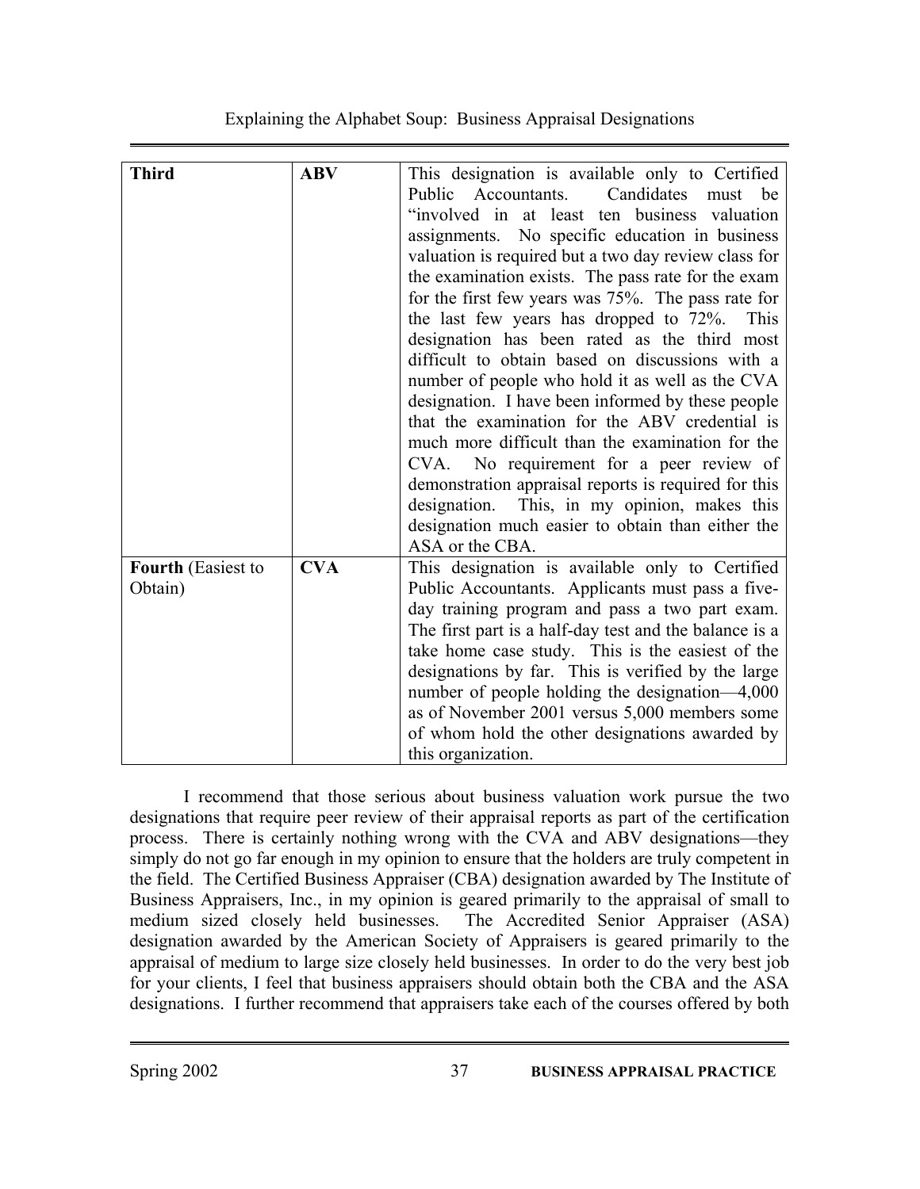| | | |
|---|---|---|
| **Third** | **ABV** | This designation is available only to Certified Public Accountants. Candidates must be "involved in at least ten business valuation assignments. No specific education in business valuation is required but a two day review class for the examination exists. The pass rate for the exam for the first few years was 75%. The pass rate for the last few years has dropped to 72%. This designation has been rated as the third most difficult to obtain based on discussions with a number of people who hold it as well as the CVA designation. I have been informed by these people that the examination for the ABV credential is much more difficult than the examination for the CVA. No requirement for a peer review of demonstration appraisal reports is required for this designation. This, in my opinion, makes this designation much easier to obtain than either the ASA or the CBA. |
| **Fourth** (Easiest to Obtain) | **CVA** | This designation is available only to Certified Public Accountants. Applicants must pass a five-day training program and pass a two part exam. The first part is a half-day test and the balance is a take home case study. This is the easiest of the designations by far. This is verified by the large number of people holding the designation—4,000 as of November 2001 versus 5,000 members some of whom hold the other designations awarded by this organization. |

I recommend that those serious about business valuation work pursue the two designations that require peer review of their appraisal reports as part of the certification process. There is certainly nothing wrong with the CVA and ABV designations—they simply do not go far enough in my opinion to ensure that the holders are truly competent in the field. The Certified Business Appraiser (CBA) designation awarded by The Institute of Business Appraisers, Inc., in my opinion is geared primarily to the appraisal of small to medium sized closely held businesses. The Accredited Senior Appraiser (ASA) designation awarded by the American Society of Appraisers is geared primarily to the appraisal of medium to large size closely held businesses. In order to do the very best job for your clients, I feel that business appraisers should obtain both the CBA and the ASA designations. I further recommend that appraisers take each of the courses offered by both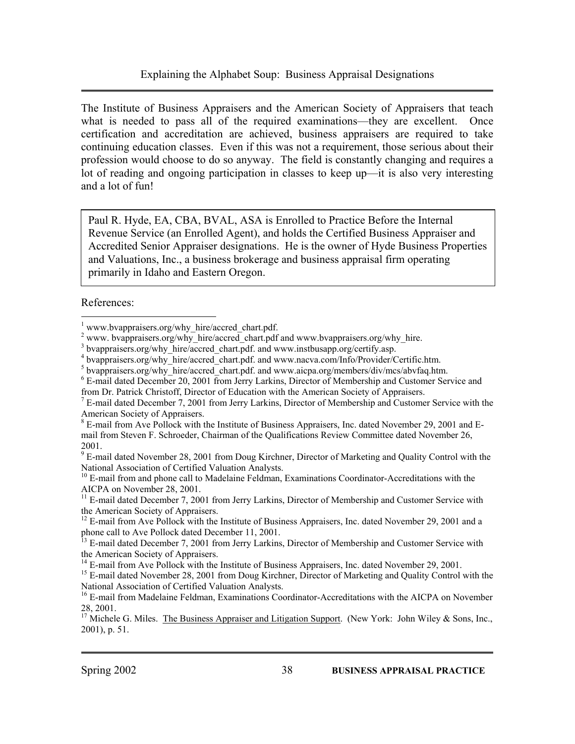The Institute of Business Appraisers and the American Society of Appraisers that teach what is needed to pass all of the required examinations—they are excellent. Once certification and accreditation are achieved, business appraisers are required to take continuing education classes. Even if this was not a requirement, those serious about their profession would choose to do so anyway. The field is constantly changing and requires a lot of reading and ongoing participation in classes to keep up—it is also very interesting and a lot of fun!

> Paul R. Hyde, EA, CBA, BVAL, ASA is Enrolled to Practice Before the Internal Revenue Service (an Enrolled Agent), and holds the Certified Business Appraiser and Accredited Senior Appraiser designations. He is the owner of Hyde Business Properties and Valuations, Inc., a business brokerage and business appraisal firm operating primarily in Idaho and Eastern Oregon.

References:

[1] www.bvappraisers.org/why_hire/accred_chart.pdf.

[2] www. bvappraisers.org/why_hire/accred_chart.pdf and www.bvappraisers.org/why_hire.

[3] bvappraisers.org/why_hire/accred_chart.pdf. and www.instbusapp.org/certify.asp.

[4] bvappraisers.org/why_hire/accred_chart.pdf. and www.nacva.com/Info/Provider/Certific.htm.

[5] bvappraisers.org/why_hire/accred_chart.pdf. and www.aicpa.org/members/div/mcs/abvfaq.htm.

[6] E-mail dated December 20, 2001 from Jerry Larkins, Director of Membership and Customer Service and from Dr. Patrick Christoff, Director of Education with the American Society of Appraisers.

[7] E-mail dated December 7, 2001 from Jerry Larkins, Director of Membership and Customer Service with the American Society of Appraisers.

[8] E-mail from Ave Pollock with the Institute of Business Appraisers, Inc. dated November 29, 2001 and E-mail from Steven F. Schroeder, Chairman of the Qualifications Review Committee dated November 26, 2001.

[9] E-mail dated November 28, 2001 from Doug Kirchner, Director of Marketing and Quality Control with the National Association of Certified Valuation Analysts.

[10] E-mail from and phone call to Madelaine Feldman, Examinations Coordinator-Accreditations with the AICPA on November 28, 2001.

[11] E-mail dated December 7, 2001 from Jerry Larkins, Director of Membership and Customer Service with the American Society of Appraisers.

[12] E-mail from Ave Pollock with the Institute of Business Appraisers, Inc. dated November 29, 2001 and a phone call to Ave Pollock dated December 11, 2001.

[13] E-mail dated December 7, 2001 from Jerry Larkins, Director of Membership and Customer Service with the American Society of Appraisers.

[14] E-mail from Ave Pollock with the Institute of Business Appraisers, Inc. dated November 29, 2001.

[15] E-mail dated November 28, 2001 from Doug Kirchner, Director of Marketing and Quality Control with the National Association of Certified Valuation Analysts.

[16] E-mail from Madelaine Feldman, Examinations Coordinator-Accreditations with the AICPA on November 28, 2001.

[17] Michele G. Miles. The Business Appraiser and Litigation Support. (New York: John Wiley & Sons, Inc., 2001), p. 51.